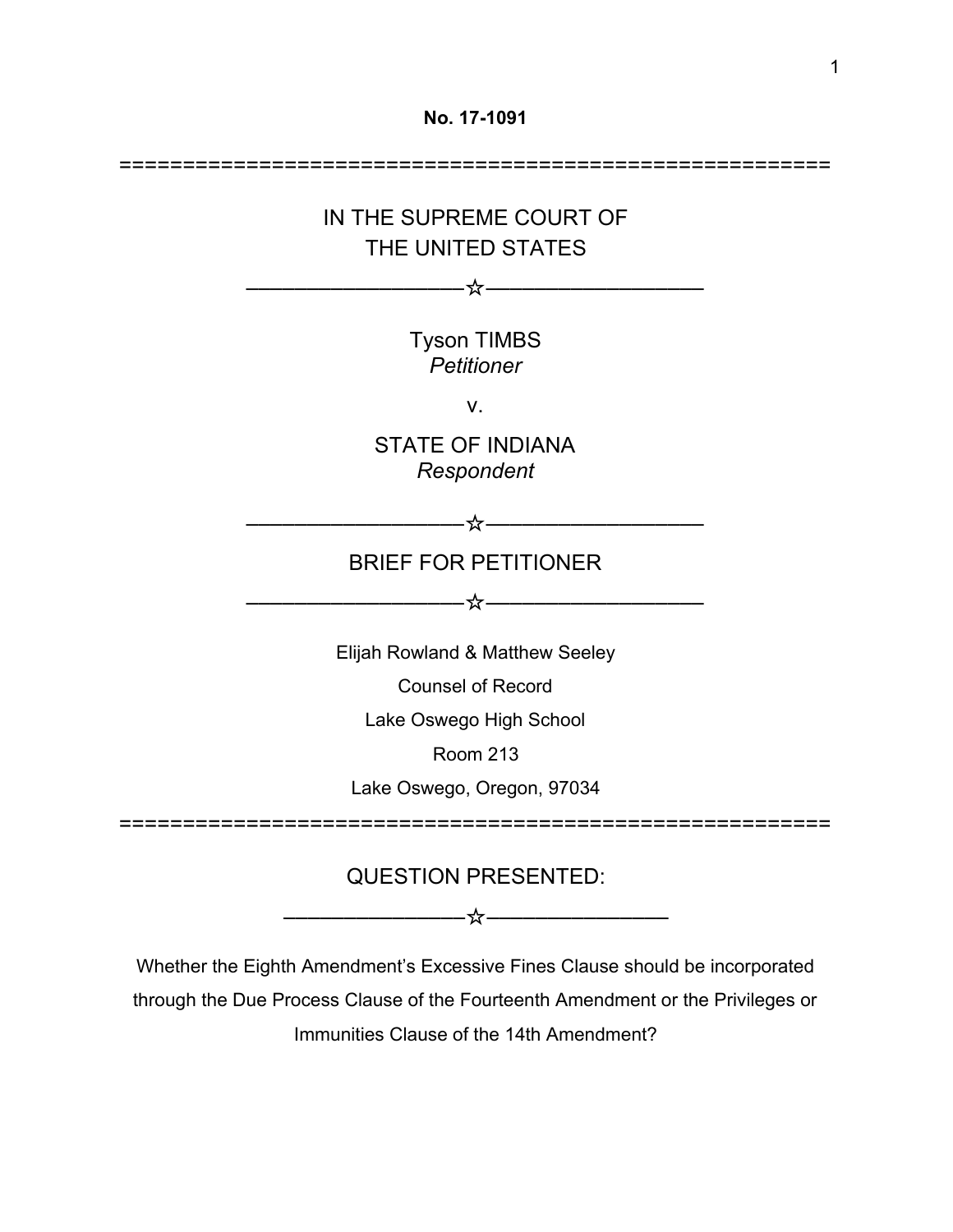**No. 17-1091**

=========================================================

IN THE SUPREME COURT OF
THE UNITED STATES

———————————☆———————————

Tyson TIMBS
*Petitioner*

v.

STATE OF INDIANA
*Respondent*

———————————☆———————————

BRIEF FOR PETITIONER

———————————☆———————————

Elijah Rowland & Matthew Seeley

Counsel of Record

Lake Oswego High School

Room 213

Lake Oswego, Oregon, 97034

=========================================================

QUESTION PRESENTED:

—————————☆—————————

Whether the Eighth Amendment's Excessive Fines Clause should be incorporated through the Due Process Clause of the Fourteenth Amendment or the Privileges or Immunities Clause of the 14th Amendment?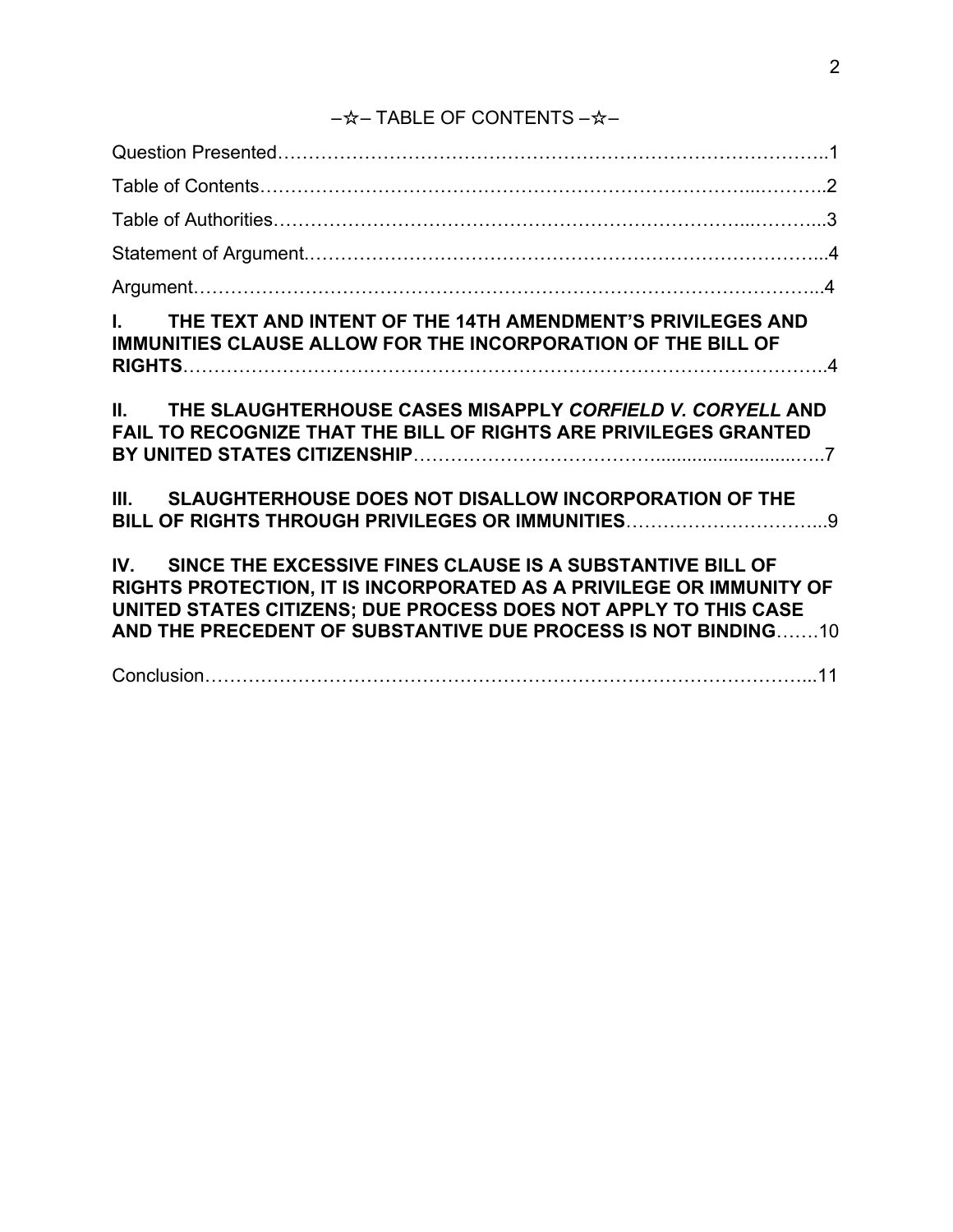## –☆– TABLE OF CONTENTS –☆–

Question Presented……………………………………………………………………………..1

Table of Contents……………………………………………………………………...………..2

Table of Authorities…………………………………………………………………...………...3

Statement of Argument.……………………………………………………………………...4

Argument………………………………………………………………………………………...4

**I. THE TEXT AND INTENT OF THE 14TH AMENDMENT'S PRIVILEGES AND IMMUNITIES CLAUSE ALLOW FOR THE INCORPORATION OF THE BILL OF RIGHTS**………………………………………………………………………………………..4

**II. THE SLAUGHTERHOUSE CASES MISAPPLY *CORFIELD V. CORYELL* AND FAIL TO RECOGNIZE THAT THE BILL OF RIGHTS ARE PRIVILEGES GRANTED BY UNITED STATES CITIZENSHIP**……………………………….............................…..7

**III. SLAUGHTERHOUSE DOES NOT DISALLOW INCORPORATION OF THE BILL OF RIGHTS THROUGH PRIVILEGES OR IMMUNITIES**…………………………...9

**IV. SINCE THE EXCESSIVE FINES CLAUSE IS A SUBSTANTIVE BILL OF RIGHTS PROTECTION, IT IS INCORPORATED AS A PRIVILEGE OR IMMUNITY OF UNITED STATES CITIZENS; DUE PROCESS DOES NOT APPLY TO THIS CASE AND THE PRECEDENT OF SUBSTANTIVE DUE PROCESS IS NOT BINDING**…….10

Conclusion…………………………………………………………………………………...11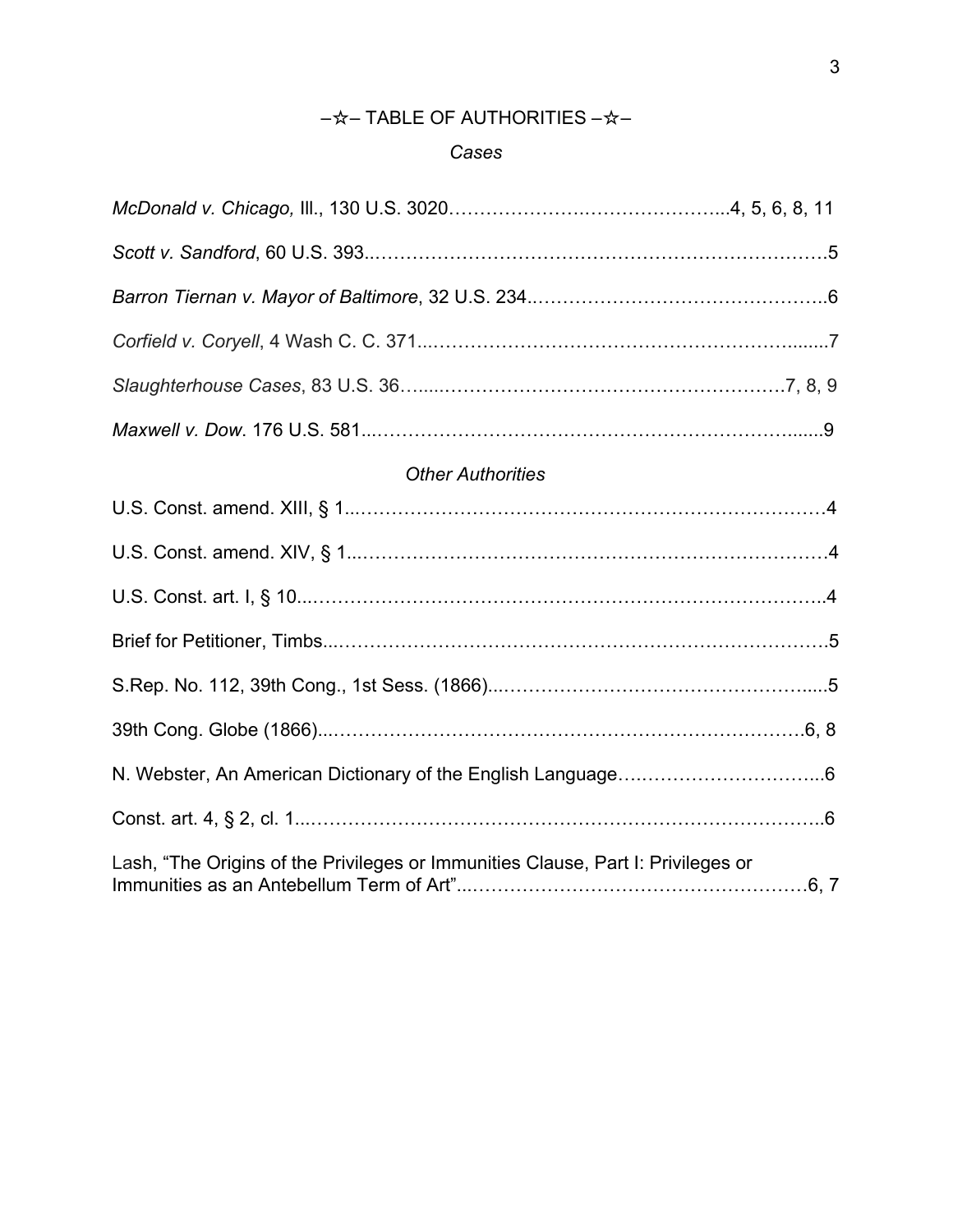## –☆– TABLE OF AUTHORITIES –☆–

### *Cases*

*McDonald v. Chicago,* Ill., 130 U.S. 3020…………………….…………………...4, 5, 6, 8, 11

*Scott v. Sandford*, 60 U.S. 393..…………………………………………………………….5

*Barron Tiernan v. Mayor of Baltimore*, 32 U.S. 234..………………………………………..6

*Corfield v. Coryell*, 4 Wash C. C. 371...……………………………………………….......7

*Slaughterhouse Cases*, 83 U.S. 36…....…………………………………………….7, 8, 9

*Maxwell v. Dow*. 176 U.S. 581...……………………………………………………......9

### *Other Authorities*

U.S. Const. amend. XIII, § 1...……………………….…………….……………….……4

U.S. Const. amend. XIV, § 1...…………………………………………………………4

U.S. Const. art. I, § 10...……………………………………………………………..4

Brief for Petitioner, Timbs...……………………………………………………………5

S.Rep. No. 112, 39th Cong., 1st Sess. (1866)....……………………………………......5

39th Cong. Globe (1866)...……………………………………………………………6, 8

N. Webster, An American Dictionary of the English Language….………………………...6

Const. art. 4, § 2, cl. 1...……………………………………………………………..6

Lash, "The Origins of the Privileges or Immunities Clause, Part I: Privileges or Immunities as an Antebellum Term of Art"...………………………………………6, 7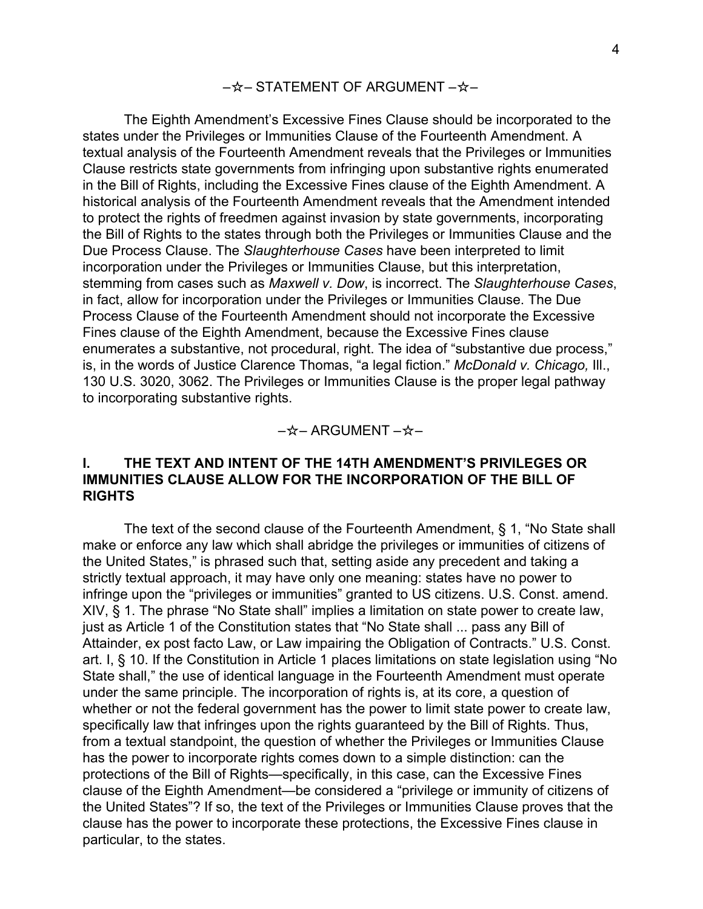## –☆– STATEMENT OF ARGUMENT –☆–

The Eighth Amendment's Excessive Fines Clause should be incorporated to the states under the Privileges or Immunities Clause of the Fourteenth Amendment. A textual analysis of the Fourteenth Amendment reveals that the Privileges or Immunities Clause restricts state governments from infringing upon substantive rights enumerated in the Bill of Rights, including the Excessive Fines clause of the Eighth Amendment. A historical analysis of the Fourteenth Amendment reveals that the Amendment intended to protect the rights of freedmen against invasion by state governments, incorporating the Bill of Rights to the states through both the Privileges or Immunities Clause and the Due Process Clause. The *Slaughterhouse Cases* have been interpreted to limit incorporation under the Privileges or Immunities Clause, but this interpretation, stemming from cases such as *Maxwell v. Dow*, is incorrect. The *Slaughterhouse Cases*, in fact, allow for incorporation under the Privileges or Immunities Clause. The Due Process Clause of the Fourteenth Amendment should not incorporate the Excessive Fines clause of the Eighth Amendment, because the Excessive Fines clause enumerates a substantive, not procedural, right. The idea of "substantive due process," is, in the words of Justice Clarence Thomas, "a legal fiction." *McDonald v. Chicago,* Ill., 130 U.S. 3020, 3062. The Privileges or Immunities Clause is the proper legal pathway to incorporating substantive rights.

## –☆– ARGUMENT –☆–

### I. THE TEXT AND INTENT OF THE 14TH AMENDMENT'S PRIVILEGES OR IMMUNITIES CLAUSE ALLOW FOR THE INCORPORATION OF THE BILL OF RIGHTS

The text of the second clause of the Fourteenth Amendment, § 1, "No State shall make or enforce any law which shall abridge the privileges or immunities of citizens of the United States," is phrased such that, setting aside any precedent and taking a strictly textual approach, it may have only one meaning: states have no power to infringe upon the "privileges or immunities" granted to US citizens. U.S. Const. amend. XIV, § 1. The phrase "No State shall" implies a limitation on state power to create law, just as Article 1 of the Constitution states that "No State shall ... pass any Bill of Attainder, ex post facto Law, or Law impairing the Obligation of Contracts." U.S. Const. art. I, § 10. If the Constitution in Article 1 places limitations on state legislation using "No State shall," the use of identical language in the Fourteenth Amendment must operate under the same principle. The incorporation of rights is, at its core, a question of whether or not the federal government has the power to limit state power to create law, specifically law that infringes upon the rights guaranteed by the Bill of Rights. Thus, from a textual standpoint, the question of whether the Privileges or Immunities Clause has the power to incorporate rights comes down to a simple distinction: can the protections of the Bill of Rights—specifically, in this case, can the Excessive Fines clause of the Eighth Amendment—be considered a "privilege or immunity of citizens of the United States"? If so, the text of the Privileges or Immunities Clause proves that the clause has the power to incorporate these protections, the Excessive Fines clause in particular, to the states.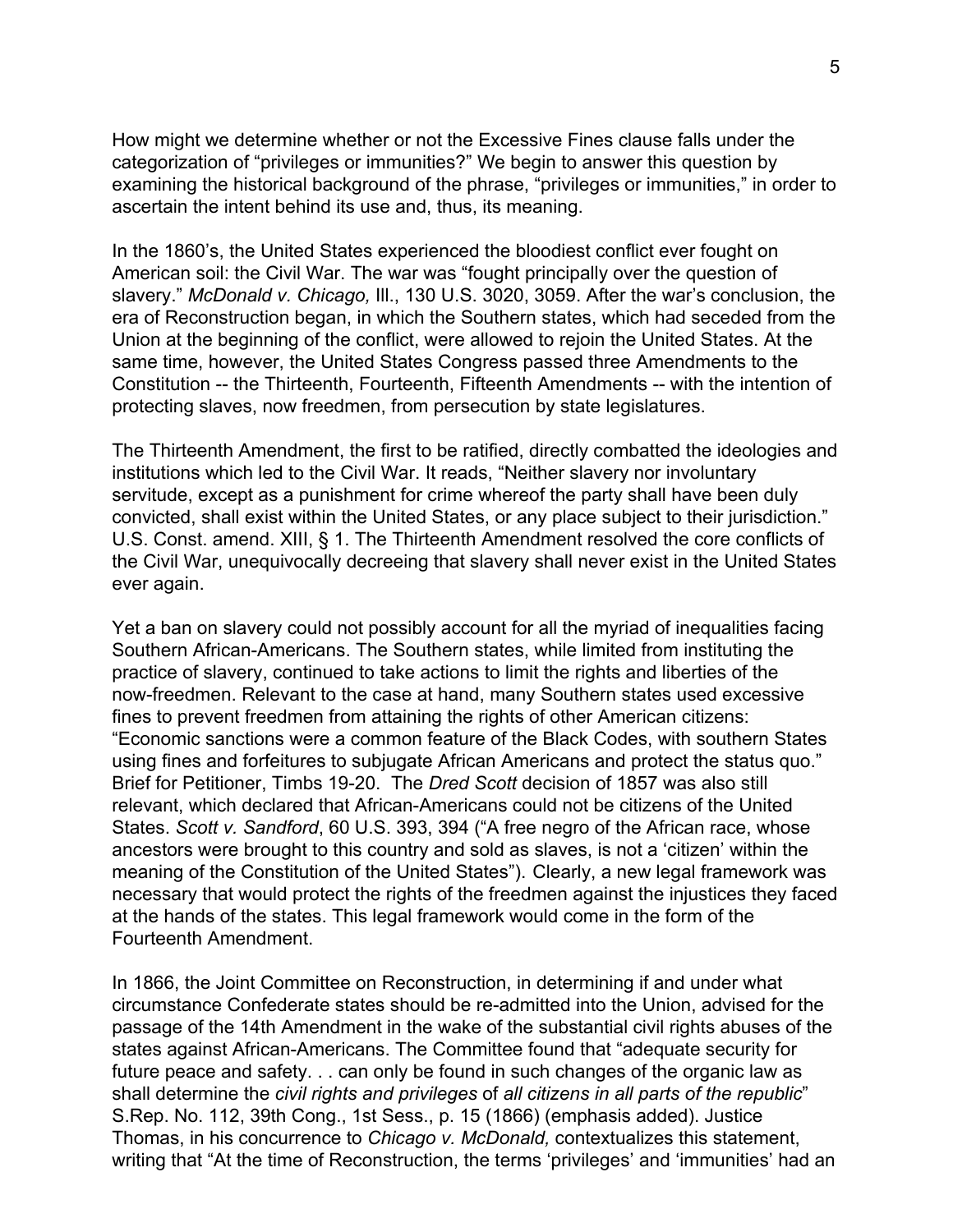How might we determine whether or not the Excessive Fines clause falls under the categorization of "privileges or immunities?" We begin to answer this question by examining the historical background of the phrase, "privileges or immunities," in order to ascertain the intent behind its use and, thus, its meaning.

In the 1860's, the United States experienced the bloodiest conflict ever fought on American soil: the Civil War. The war was "fought principally over the question of slavery." *McDonald v. Chicago,* Ill., 130 U.S. 3020, 3059. After the war's conclusion, the era of Reconstruction began, in which the Southern states, which had seceded from the Union at the beginning of the conflict, were allowed to rejoin the United States. At the same time, however, the United States Congress passed three Amendments to the Constitution -- the Thirteenth, Fourteenth, Fifteenth Amendments -- with the intention of protecting slaves, now freedmen, from persecution by state legislatures.

The Thirteenth Amendment, the first to be ratified, directly combatted the ideologies and institutions which led to the Civil War. It reads, "Neither slavery nor involuntary servitude, except as a punishment for crime whereof the party shall have been duly convicted, shall exist within the United States, or any place subject to their jurisdiction." U.S. Const. amend. XIII, § 1. The Thirteenth Amendment resolved the core conflicts of the Civil War, unequivocally decreeing that slavery shall never exist in the United States ever again.

Yet a ban on slavery could not possibly account for all the myriad of inequalities facing Southern African-Americans. The Southern states, while limited from instituting the practice of slavery, continued to take actions to limit the rights and liberties of the now-freedmen. Relevant to the case at hand, many Southern states used excessive fines to prevent freedmen from attaining the rights of other American citizens: "Economic sanctions were a common feature of the Black Codes, with southern States using fines and forfeitures to subjugate African Americans and protect the status quo." Brief for Petitioner, Timbs 19-20. The *Dred Scott* decision of 1857 was also still relevant, which declared that African-Americans could not be citizens of the United States. *Scott v. Sandford*, 60 U.S. 393, 394 ("A free negro of the African race, whose ancestors were brought to this country and sold as slaves, is not a 'citizen' within the meaning of the Constitution of the United States"). Clearly, a new legal framework was necessary that would protect the rights of the freedmen against the injustices they faced at the hands of the states. This legal framework would come in the form of the Fourteenth Amendment.

In 1866, the Joint Committee on Reconstruction, in determining if and under what circumstance Confederate states should be re-admitted into the Union, advised for the passage of the 14th Amendment in the wake of the substantial civil rights abuses of the states against African-Americans. The Committee found that "adequate security for future peace and safety. . . can only be found in such changes of the organic law as shall determine the *civil rights and privileges* of *all citizens in all parts of the republic*" S.Rep. No. 112, 39th Cong., 1st Sess., p. 15 (1866) (emphasis added). Justice Thomas, in his concurrence to *Chicago v. McDonald,* contextualizes this statement, writing that "At the time of Reconstruction, the terms 'privileges' and 'immunities' had an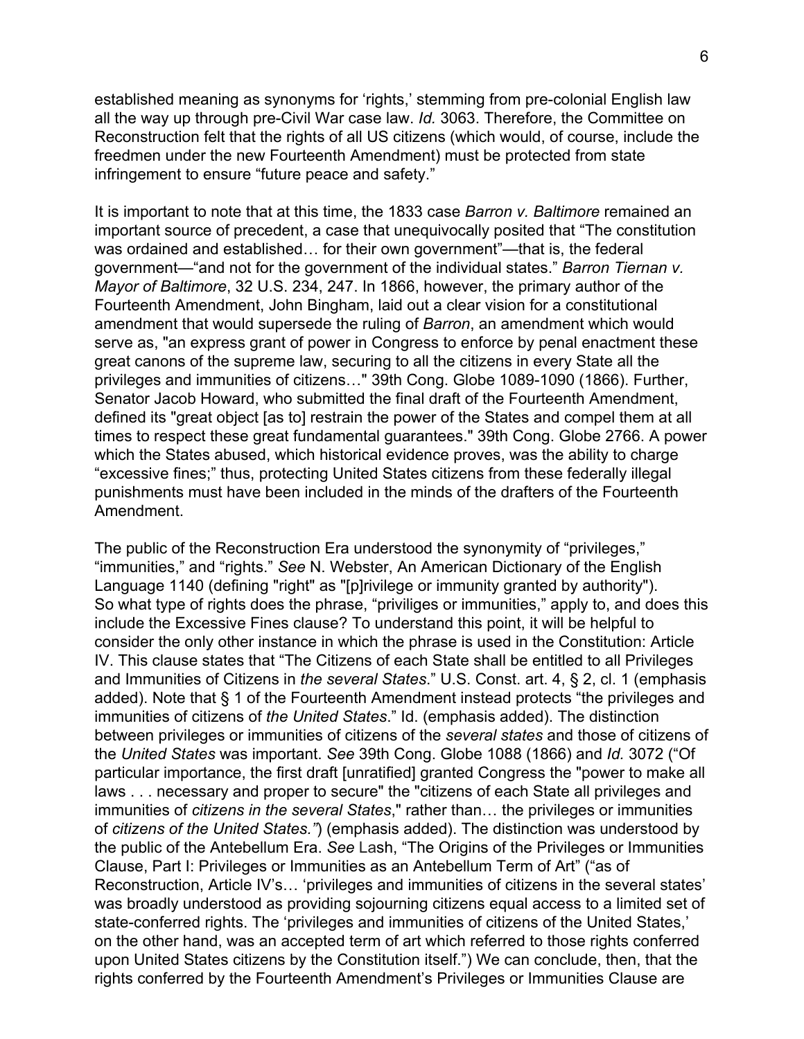established meaning as synonyms for 'rights,' stemming from pre-colonial English law all the way up through pre-Civil War case law. *Id.* 3063. Therefore, the Committee on Reconstruction felt that the rights of all US citizens (which would, of course, include the freedmen under the new Fourteenth Amendment) must be protected from state infringement to ensure "future peace and safety."

It is important to note that at this time, the 1833 case *Barron v. Baltimore* remained an important source of precedent, a case that unequivocally posited that "The constitution was ordained and established… for their own government"—that is, the federal government—"and not for the government of the individual states." *Barron Tiernan v. Mayor of Baltimore*, 32 U.S. 234, 247. In 1866, however, the primary author of the Fourteenth Amendment, John Bingham, laid out a clear vision for a constitutional amendment that would supersede the ruling of *Barron*, an amendment which would serve as, "an express grant of power in Congress to enforce by penal enactment these great canons of the supreme law, securing to all the citizens in every State all the privileges and immunities of citizens…" 39th Cong. Globe 1089-1090 (1866). Further, Senator Jacob Howard, who submitted the final draft of the Fourteenth Amendment, defined its "great object [as to] restrain the power of the States and compel them at all times to respect these great fundamental guarantees." 39th Cong. Globe 2766. A power which the States abused, which historical evidence proves, was the ability to charge "excessive fines;" thus, protecting United States citizens from these federally illegal punishments must have been included in the minds of the drafters of the Fourteenth Amendment.

The public of the Reconstruction Era understood the synonymity of "privileges," "immunities," and "rights." *See* N. Webster, An American Dictionary of the English Language 1140 (defining "right" as "[p]rivilege or immunity granted by authority"). So what type of rights does the phrase, "priviliges or immunities," apply to, and does this include the Excessive Fines clause? To understand this point, it will be helpful to consider the only other instance in which the phrase is used in the Constitution: Article IV. This clause states that "The Citizens of each State shall be entitled to all Privileges and Immunities of Citizens in *the several States*." U.S. Const. art. 4, § 2, cl. 1 (emphasis added). Note that § 1 of the Fourteenth Amendment instead protects "the privileges and immunities of citizens of *the United States*." Id. (emphasis added). The distinction between privileges or immunities of citizens of the *several states* and those of citizens of the *United States* was important. *See* 39th Cong. Globe 1088 (1866) and *Id.* 3072 ("Of particular importance, the first draft [unratified] granted Congress the "power to make all laws . . . necessary and proper to secure" the "citizens of each State all privileges and immunities of *citizens in the several States*," rather than… the privileges or immunities of *citizens of the United States."*) (emphasis added). The distinction was understood by the public of the Antebellum Era. *See* Lash, "The Origins of the Privileges or Immunities Clause, Part I: Privileges or Immunities as an Antebellum Term of Art" ("as of Reconstruction, Article IV's… 'privileges and immunities of citizens in the several states' was broadly understood as providing sojourning citizens equal access to a limited set of state-conferred rights. The 'privileges and immunities of citizens of the United States,' on the other hand, was an accepted term of art which referred to those rights conferred upon United States citizens by the Constitution itself.") We can conclude, then, that the rights conferred by the Fourteenth Amendment's Privileges or Immunities Clause are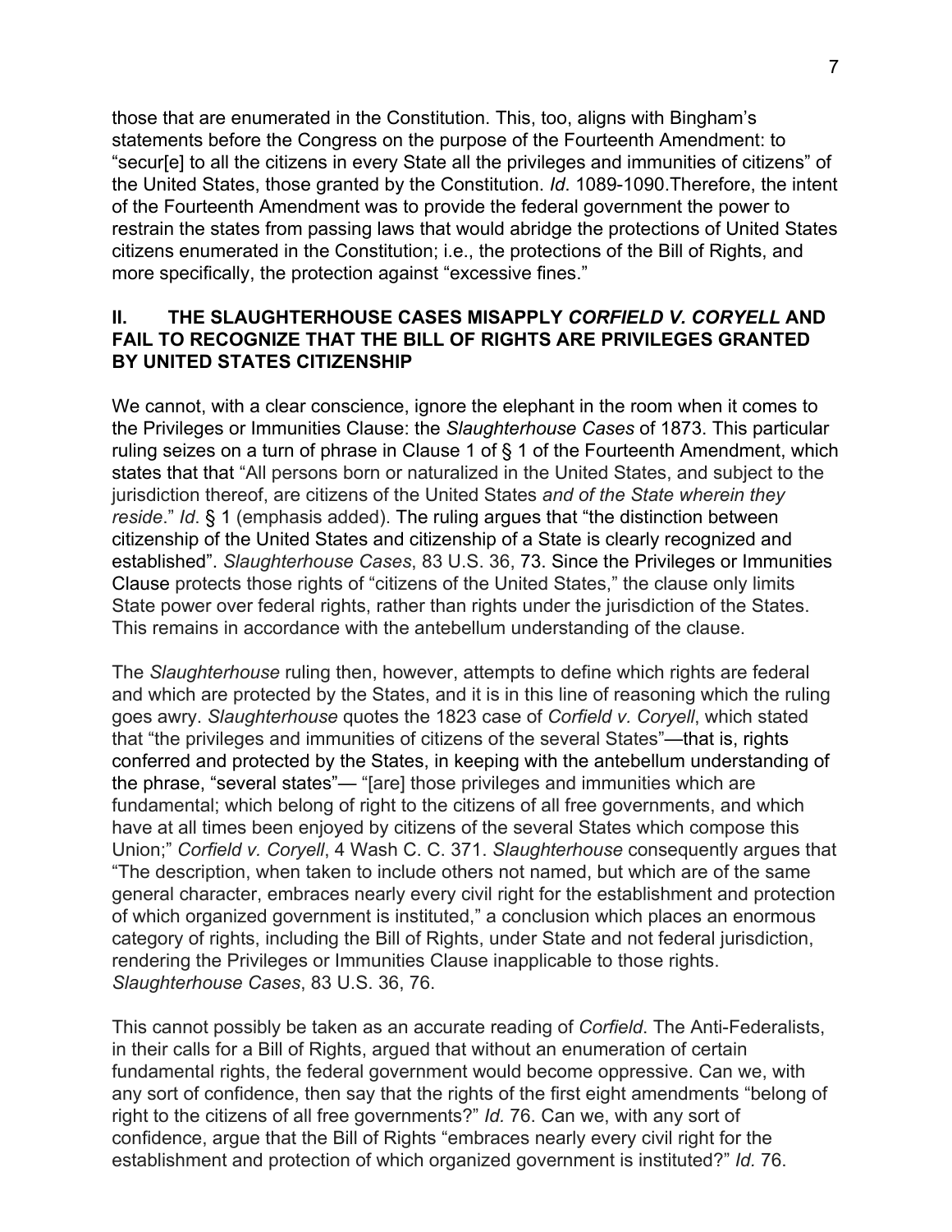those that are enumerated in the Constitution. This, too, aligns with Bingham's statements before the Congress on the purpose of the Fourteenth Amendment: to "secur[e] to all the citizens in every State all the privileges and immunities of citizens" of the United States, those granted by the Constitution. *Id*. 1089-1090.Therefore, the intent of the Fourteenth Amendment was to provide the federal government the power to restrain the states from passing laws that would abridge the protections of United States citizens enumerated in the Constitution; i.e., the protections of the Bill of Rights, and more specifically, the protection against "excessive fines."

## II. THE SLAUGHTERHOUSE CASES MISAPPLY *CORFIELD V. CORYELL* AND FAIL TO RECOGNIZE THAT THE BILL OF RIGHTS ARE PRIVILEGES GRANTED BY UNITED STATES CITIZENSHIP

We cannot, with a clear conscience, ignore the elephant in the room when it comes to the Privileges or Immunities Clause: the *Slaughterhouse Cases* of 1873. This particular ruling seizes on a turn of phrase in Clause 1 of § 1 of the Fourteenth Amendment, which states that that "All persons born or naturalized in the United States, and subject to the jurisdiction thereof, are citizens of the United States *and of the State wherein they reside*." *Id*. § 1 (emphasis added). The ruling argues that "the distinction between citizenship of the United States and citizenship of a State is clearly recognized and established". *Slaughterhouse Cases*, 83 U.S. 36, 73. Since the Privileges or Immunities Clause protects those rights of "citizens of the United States," the clause only limits State power over federal rights, rather than rights under the jurisdiction of the States. This remains in accordance with the antebellum understanding of the clause.

The *Slaughterhouse* ruling then, however, attempts to define which rights are federal and which are protected by the States, and it is in this line of reasoning which the ruling goes awry. *Slaughterhouse* quotes the 1823 case of *Corfield v. Coryell*, which stated that "the privileges and immunities of citizens of the several States"—that is, rights conferred and protected by the States, in keeping with the antebellum understanding of the phrase, "several states"— "[are] those privileges and immunities which are fundamental; which belong of right to the citizens of all free governments, and which have at all times been enjoyed by citizens of the several States which compose this Union;" *Corfield v. Coryell*, 4 Wash C. C. 371. *Slaughterhouse* consequently argues that "The description, when taken to include others not named, but which are of the same general character, embraces nearly every civil right for the establishment and protection of which organized government is instituted," a conclusion which places an enormous category of rights, including the Bill of Rights, under State and not federal jurisdiction, rendering the Privileges or Immunities Clause inapplicable to those rights. *Slaughterhouse Cases*, 83 U.S. 36, 76.

This cannot possibly be taken as an accurate reading of *Corfield*. The Anti-Federalists, in their calls for a Bill of Rights, argued that without an enumeration of certain fundamental rights, the federal government would become oppressive. Can we, with any sort of confidence, then say that the rights of the first eight amendments "belong of right to the citizens of all free governments?" *Id.* 76. Can we, with any sort of confidence, argue that the Bill of Rights "embraces nearly every civil right for the establishment and protection of which organized government is instituted?" *Id.* 76.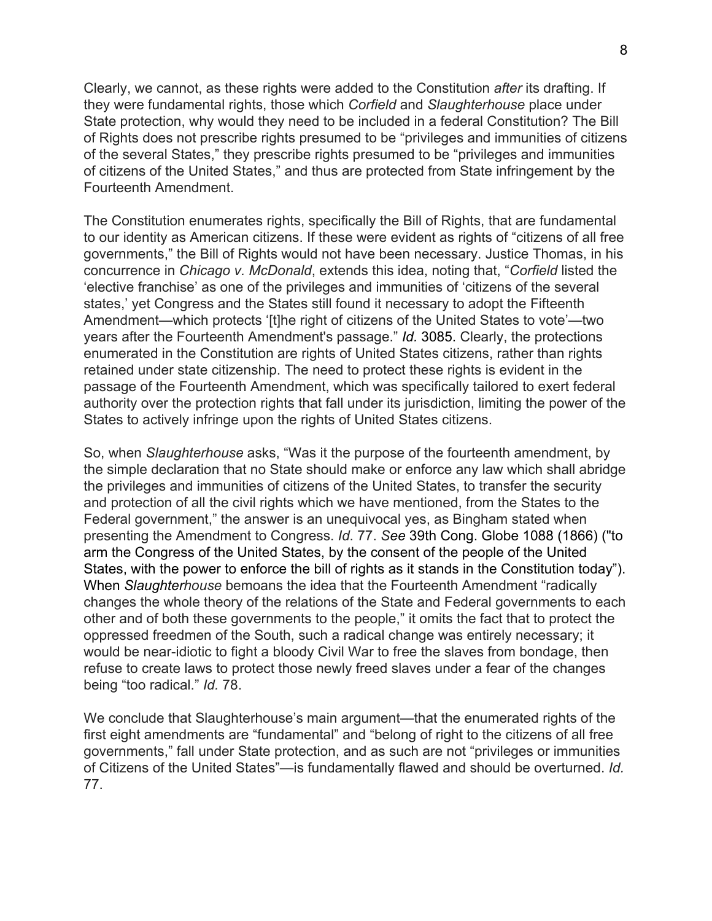Clearly, we cannot, as these rights were added to the Constitution *after* its drafting. If they were fundamental rights, those which *Corfield* and *Slaughterhouse* place under State protection, why would they need to be included in a federal Constitution? The Bill of Rights does not prescribe rights presumed to be "privileges and immunities of citizens of the several States," they prescribe rights presumed to be "privileges and immunities of citizens of the United States," and thus are protected from State infringement by the Fourteenth Amendment.

The Constitution enumerates rights, specifically the Bill of Rights, that are fundamental to our identity as American citizens. If these were evident as rights of "citizens of all free governments," the Bill of Rights would not have been necessary. Justice Thomas, in his concurrence in *Chicago v. McDonald*, extends this idea, noting that, "*Corfield* listed the 'elective franchise' as one of the privileges and immunities of 'citizens of the several states,' yet Congress and the States still found it necessary to adopt the Fifteenth Amendment—which protects '[t]he right of citizens of the United States to vote'—two years after the Fourteenth Amendment's passage." *Id.* 3085. Clearly, the protections enumerated in the Constitution are rights of United States citizens, rather than rights retained under state citizenship. The need to protect these rights is evident in the passage of the Fourteenth Amendment, which was specifically tailored to exert federal authority over the protection rights that fall under its jurisdiction, limiting the power of the States to actively infringe upon the rights of United States citizens.

So, when *Slaughterhouse* asks, "Was it the purpose of the fourteenth amendment, by the simple declaration that no State should make or enforce any law which shall abridge the privileges and immunities of citizens of the United States, to transfer the security and protection of all the civil rights which we have mentioned, from the States to the Federal government," the answer is an unequivocal yes, as Bingham stated when presenting the Amendment to Congress. *Id.* 77. *See* 39th Cong. Globe 1088 (1866) ("to arm the Congress of the United States, by the consent of the people of the United States, with the power to enforce the bill of rights as it stands in the Constitution today"). When *Slaughterhouse* bemoans the idea that the Fourteenth Amendment "radically changes the whole theory of the relations of the State and Federal governments to each other and of both these governments to the people," it omits the fact that to protect the oppressed freedmen of the South, such a radical change was entirely necessary; it would be near-idiotic to fight a bloody Civil War to free the slaves from bondage, then refuse to create laws to protect those newly freed slaves under a fear of the changes being "too radical." *Id.* 78.

We conclude that Slaughterhouse's main argument—that the enumerated rights of the first eight amendments are "fundamental" and "belong of right to the citizens of all free governments," fall under State protection, and as such are not "privileges or immunities of Citizens of the United States"—is fundamentally flawed and should be overturned. *Id.* 77.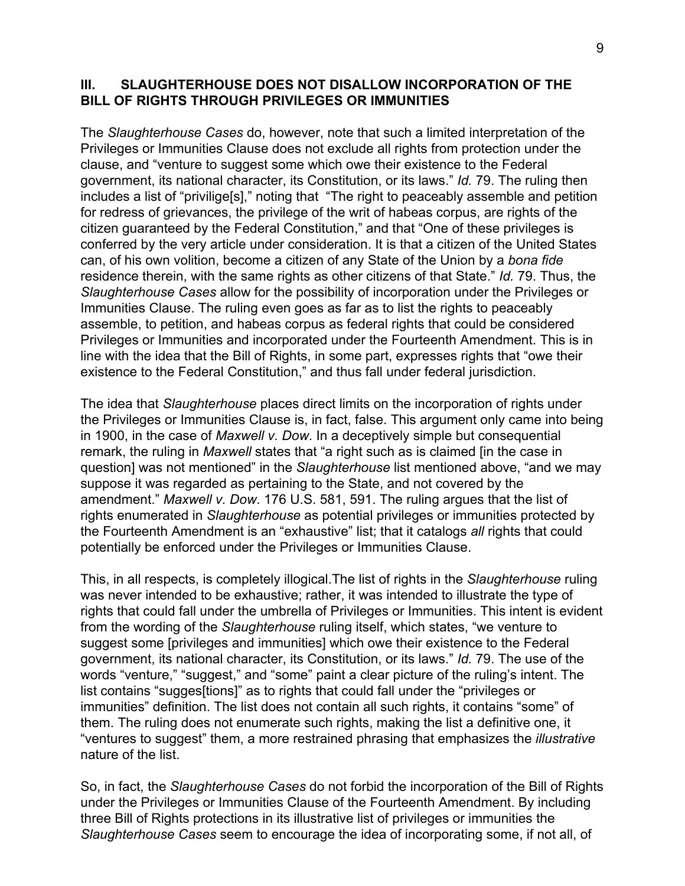## III. SLAUGHTERHOUSE DOES NOT DISALLOW INCORPORATION OF THE BILL OF RIGHTS THROUGH PRIVILEGES OR IMMUNITIES

The *Slaughterhouse Cases* do, however, note that such a limited interpretation of the Privileges or Immunities Clause does not exclude all rights from protection under the clause, and "venture to suggest some which owe their existence to the Federal government, its national character, its Constitution, or its laws." *Id.* 79. The ruling then includes a list of "privilige[s]," noting that "The right to peaceably assemble and petition for redress of grievances, the privilege of the writ of habeas corpus, are rights of the citizen guaranteed by the Federal Constitution," and that "One of these privileges is conferred by the very article under consideration. It is that a citizen of the United States can, of his own volition, become a citizen of any State of the Union by a *bona fide* residence therein, with the same rights as other citizens of that State." *Id.* 79. Thus, the *Slaughterhouse Cases* allow for the possibility of incorporation under the Privileges or Immunities Clause. The ruling even goes as far as to list the rights to peaceably assemble, to petition, and habeas corpus as federal rights that could be considered Privileges or Immunities and incorporated under the Fourteenth Amendment. This is in line with the idea that the Bill of Rights, in some part, expresses rights that "owe their existence to the Federal Constitution," and thus fall under federal jurisdiction.

The idea that *Slaughterhouse* places direct limits on the incorporation of rights under the Privileges or Immunities Clause is, in fact, false. This argument only came into being in 1900, in the case of *Maxwell v. Dow*. In a deceptively simple but consequential remark, the ruling in *Maxwell* states that "a right such as is claimed [in the case in question] was not mentioned" in the *Slaughterhouse* list mentioned above, "and we may suppose it was regarded as pertaining to the State, and not covered by the amendment." *Maxwell v. Dow*. 176 U.S. 581, 591. The ruling argues that the list of rights enumerated in *Slaughterhouse* as potential privileges or immunities protected by the Fourteenth Amendment is an "exhaustive" list; that it catalogs *all* rights that could potentially be enforced under the Privileges or Immunities Clause.

This, in all respects, is completely illogical.The list of rights in the *Slaughterhouse* ruling was never intended to be exhaustive; rather, it was intended to illustrate the type of rights that could fall under the umbrella of Privileges or Immunities. This intent is evident from the wording of the *Slaughterhouse* ruling itself, which states, "we venture to suggest some [privileges and immunities] which owe their existence to the Federal government, its national character, its Constitution, or its laws." *Id.* 79. The use of the words "venture," "suggest," and "some" paint a clear picture of the ruling's intent. The list contains "sugges[tions]" as to rights that could fall under the "privileges or immunities" definition. The list does not contain all such rights, it contains "some" of them. The ruling does not enumerate such rights, making the list a definitive one, it "ventures to suggest" them, a more restrained phrasing that emphasizes the *illustrative* nature of the list.

So, in fact, the *Slaughterhouse Cases* do not forbid the incorporation of the Bill of Rights under the Privileges or Immunities Clause of the Fourteenth Amendment. By including three Bill of Rights protections in its illustrative list of privileges or immunities the *Slaughterhouse Cases* seem to encourage the idea of incorporating some, if not all, of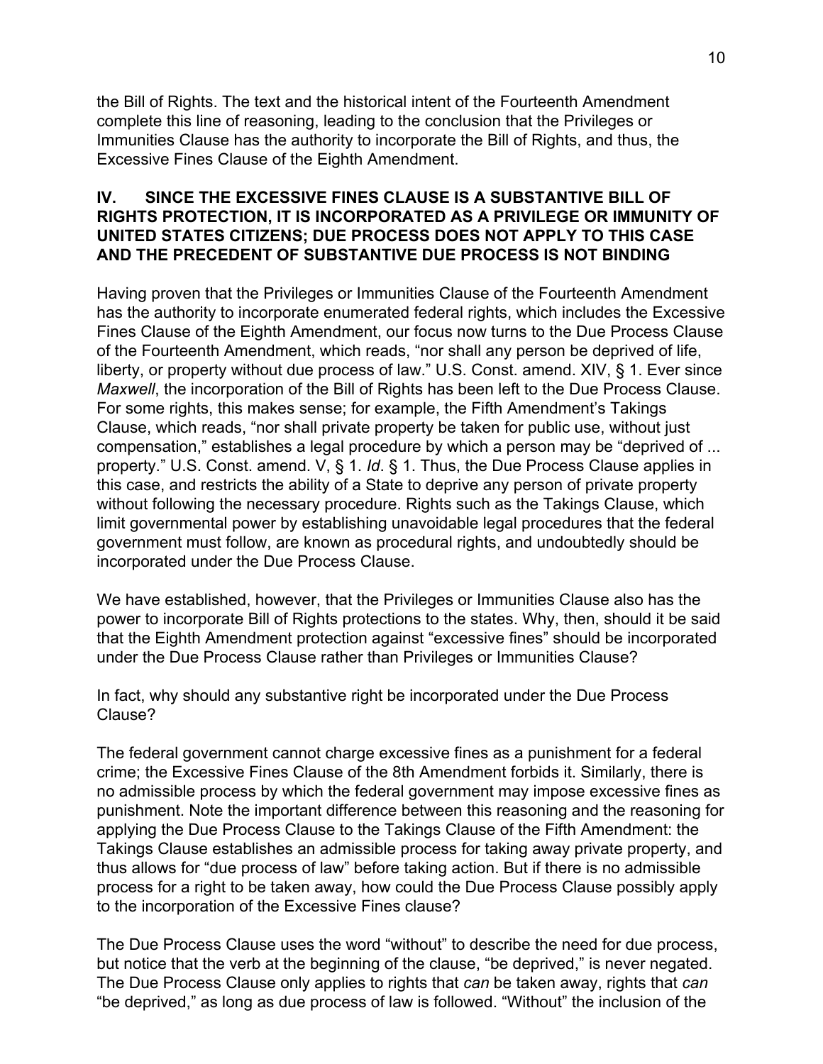the Bill of Rights. The text and the historical intent of the Fourteenth Amendment complete this line of reasoning, leading to the conclusion that the Privileges or Immunities Clause has the authority to incorporate the Bill of Rights, and thus, the Excessive Fines Clause of the Eighth Amendment.

## IV. SINCE THE EXCESSIVE FINES CLAUSE IS A SUBSTANTIVE BILL OF RIGHTS PROTECTION, IT IS INCORPORATED AS A PRIVILEGE OR IMMUNITY OF UNITED STATES CITIZENS; DUE PROCESS DOES NOT APPLY TO THIS CASE AND THE PRECEDENT OF SUBSTANTIVE DUE PROCESS IS NOT BINDING

Having proven that the Privileges or Immunities Clause of the Fourteenth Amendment has the authority to incorporate enumerated federal rights, which includes the Excessive Fines Clause of the Eighth Amendment, our focus now turns to the Due Process Clause of the Fourteenth Amendment, which reads, "nor shall any person be deprived of life, liberty, or property without due process of law." U.S. Const. amend. XIV, § 1. Ever since *Maxwell*, the incorporation of the Bill of Rights has been left to the Due Process Clause. For some rights, this makes sense; for example, the Fifth Amendment's Takings Clause, which reads, "nor shall private property be taken for public use, without just compensation," establishes a legal procedure by which a person may be "deprived of ... property." U.S. Const. amend. V, § 1. *Id*. § 1. Thus, the Due Process Clause applies in this case, and restricts the ability of a State to deprive any person of private property without following the necessary procedure. Rights such as the Takings Clause, which limit governmental power by establishing unavoidable legal procedures that the federal government must follow, are known as procedural rights, and undoubtedly should be incorporated under the Due Process Clause.

We have established, however, that the Privileges or Immunities Clause also has the power to incorporate Bill of Rights protections to the states. Why, then, should it be said that the Eighth Amendment protection against "excessive fines" should be incorporated under the Due Process Clause rather than Privileges or Immunities Clause?

In fact, why should any substantive right be incorporated under the Due Process Clause?

The federal government cannot charge excessive fines as a punishment for a federal crime; the Excessive Fines Clause of the 8th Amendment forbids it. Similarly, there is no admissible process by which the federal government may impose excessive fines as punishment. Note the important difference between this reasoning and the reasoning for applying the Due Process Clause to the Takings Clause of the Fifth Amendment: the Takings Clause establishes an admissible process for taking away private property, and thus allows for "due process of law" before taking action. But if there is no admissible process for a right to be taken away, how could the Due Process Clause possibly apply to the incorporation of the Excessive Fines clause?

The Due Process Clause uses the word "without" to describe the need for due process, but notice that the verb at the beginning of the clause, "be deprived," is never negated. The Due Process Clause only applies to rights that *can* be taken away, rights that *can* "be deprived," as long as due process of law is followed. "Without" the inclusion of the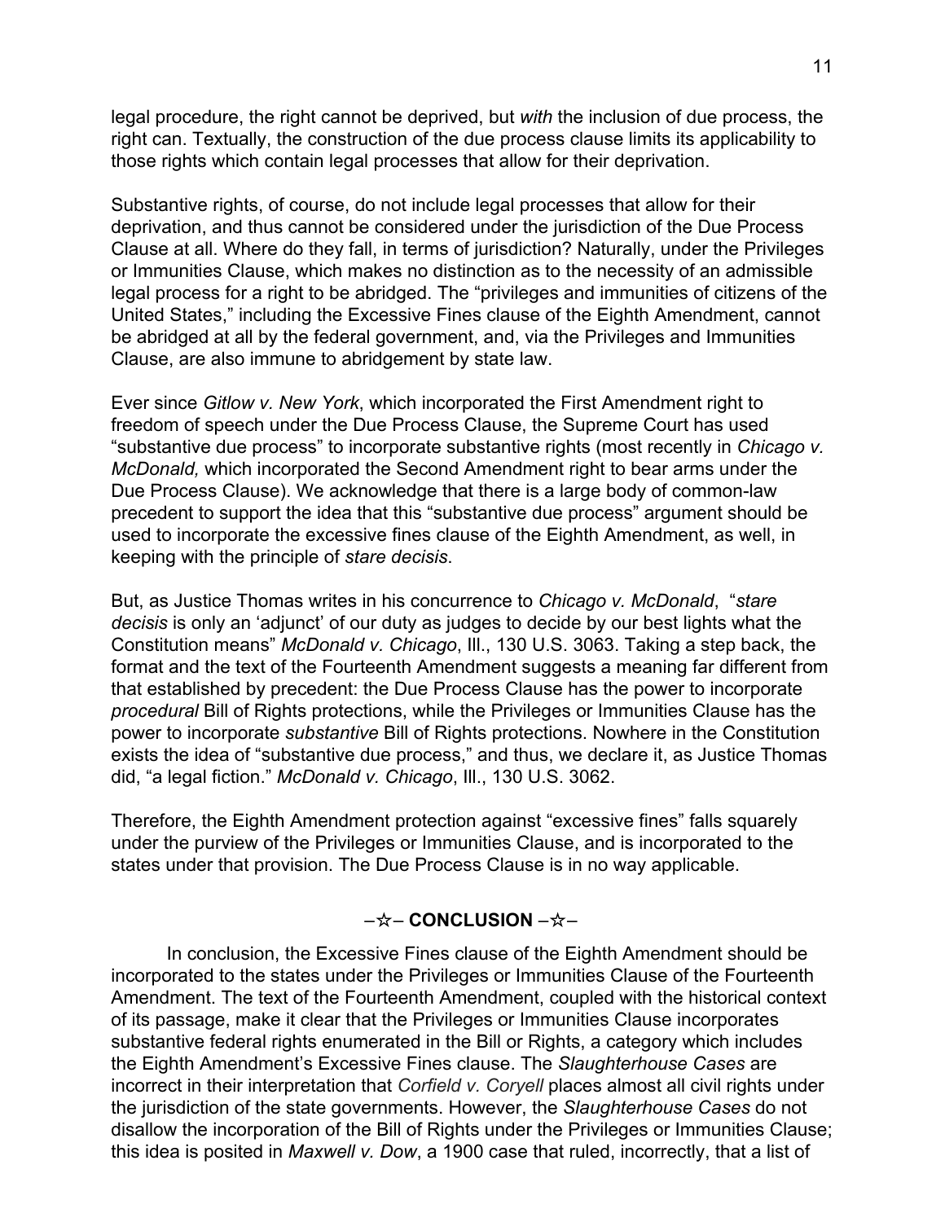legal procedure, the right cannot be deprived, but *with* the inclusion of due process, the right can. Textually, the construction of the due process clause limits its applicability to those rights which contain legal processes that allow for their deprivation.

Substantive rights, of course, do not include legal processes that allow for their deprivation, and thus cannot be considered under the jurisdiction of the Due Process Clause at all. Where do they fall, in terms of jurisdiction? Naturally, under the Privileges or Immunities Clause, which makes no distinction as to the necessity of an admissible legal process for a right to be abridged. The "privileges and immunities of citizens of the United States," including the Excessive Fines clause of the Eighth Amendment, cannot be abridged at all by the federal government, and, via the Privileges and Immunities Clause, are also immune to abridgement by state law.

Ever since *Gitlow v. New York*, which incorporated the First Amendment right to freedom of speech under the Due Process Clause, the Supreme Court has used "substantive due process" to incorporate substantive rights (most recently in *Chicago v. McDonald,* which incorporated the Second Amendment right to bear arms under the Due Process Clause). We acknowledge that there is a large body of common-law precedent to support the idea that this "substantive due process" argument should be used to incorporate the excessive fines clause of the Eighth Amendment, as well, in keeping with the principle of *stare decisis*.

But, as Justice Thomas writes in his concurrence to *Chicago v. McDonald*, "*stare decisis* is only an 'adjunct' of our duty as judges to decide by our best lights what the Constitution means" *McDonald v. Chicago*, Ill., 130 U.S. 3063. Taking a step back, the format and the text of the Fourteenth Amendment suggests a meaning far different from that established by precedent: the Due Process Clause has the power to incorporate *procedural* Bill of Rights protections, while the Privileges or Immunities Clause has the power to incorporate *substantive* Bill of Rights protections. Nowhere in the Constitution exists the idea of "substantive due process," and thus, we declare it, as Justice Thomas did, "a legal fiction." *McDonald v. Chicago*, Ill., 130 U.S. 3062.

Therefore, the Eighth Amendment protection against "excessive fines" falls squarely under the purview of the Privileges or Immunities Clause, and is incorporated to the states under that provision. The Due Process Clause is in no way applicable.

## –☆– CONCLUSION –☆–

In conclusion, the Excessive Fines clause of the Eighth Amendment should be incorporated to the states under the Privileges or Immunities Clause of the Fourteenth Amendment. The text of the Fourteenth Amendment, coupled with the historical context of its passage, make it clear that the Privileges or Immunities Clause incorporates substantive federal rights enumerated in the Bill or Rights, a category which includes the Eighth Amendment's Excessive Fines clause. The *Slaughterhouse Cases* are incorrect in their interpretation that *Corfield v. Coryell* places almost all civil rights under the jurisdiction of the state governments. However, the *Slaughterhouse Cases* do not disallow the incorporation of the Bill of Rights under the Privileges or Immunities Clause; this idea is posited in *Maxwell v. Dow*, a 1900 case that ruled, incorrectly, that a list of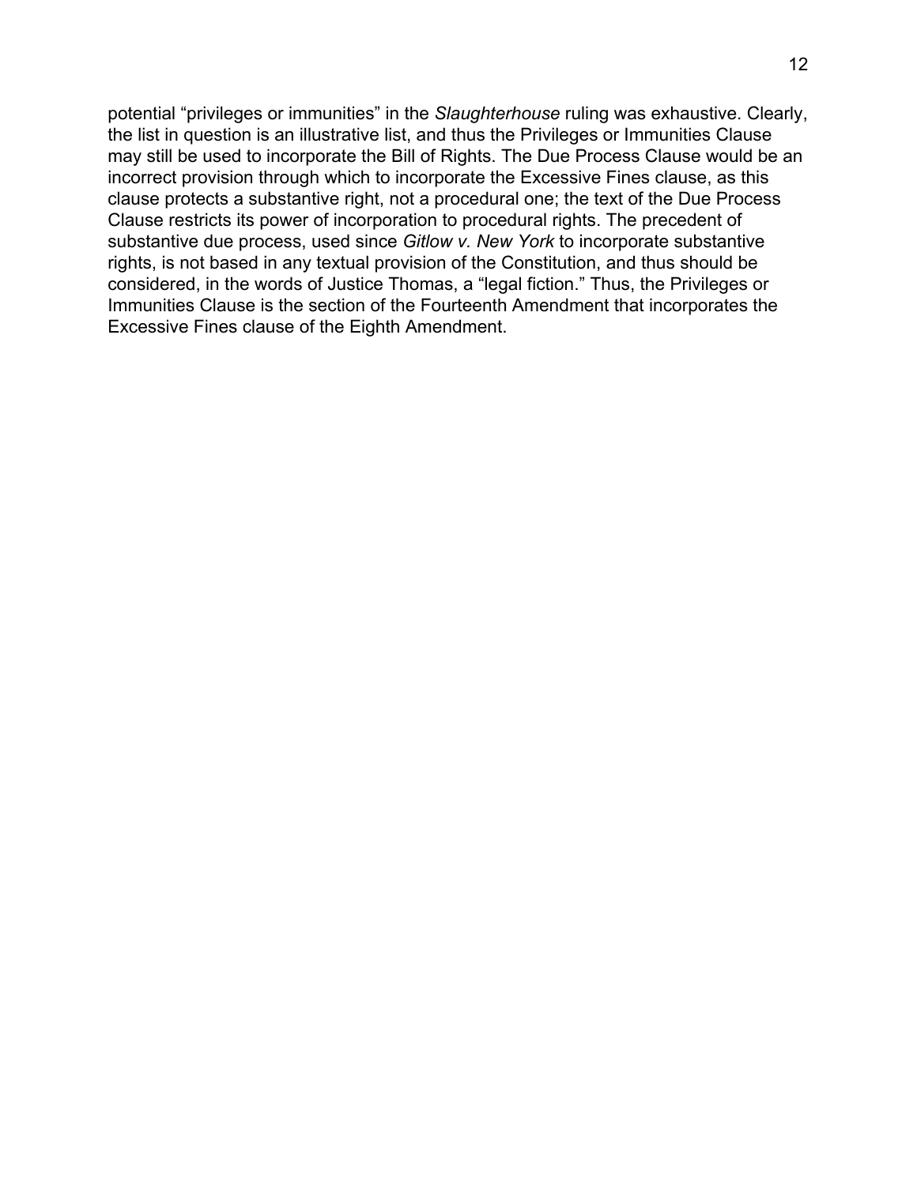potential "privileges or immunities" in the *Slaughterhouse* ruling was exhaustive. Clearly, the list in question is an illustrative list, and thus the Privileges or Immunities Clause may still be used to incorporate the Bill of Rights. The Due Process Clause would be an incorrect provision through which to incorporate the Excessive Fines clause, as this clause protects a substantive right, not a procedural one; the text of the Due Process Clause restricts its power of incorporation to procedural rights. The precedent of substantive due process, used since *Gitlow v. New York* to incorporate substantive rights, is not based in any textual provision of the Constitution, and thus should be considered, in the words of Justice Thomas, a "legal fiction." Thus, the Privileges or Immunities Clause is the section of the Fourteenth Amendment that incorporates the Excessive Fines clause of the Eighth Amendment.